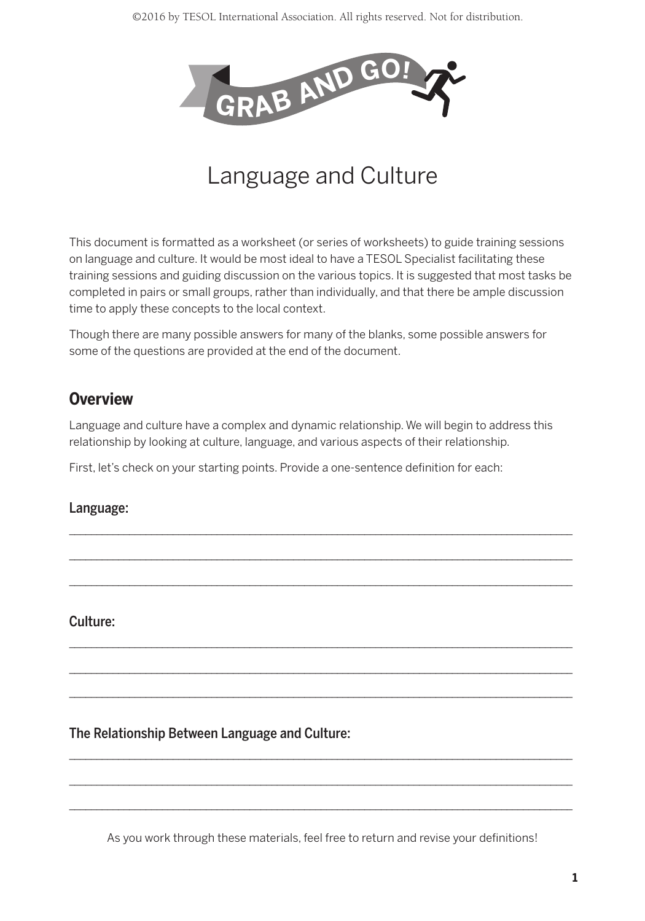GRAB AND GO!

# Language and Culture

This document is formatted as a worksheet (or series of worksheets) to guide training sessions on language and culture. It would be most ideal to have a TESOL Specialist facilitating these training sessions and guiding discussion on the various topics. It is suggested that most tasks be completed in pairs or small groups, rather than individually, and that there be ample discussion time to apply these concepts to the local context.

Though there are many possible answers for many of the blanks, some possible answers for some of the questions are provided at the end of the document.

## Overview

Language and culture have a complex and dynamic relationship. We will begin to address this relationship by looking at culture, language, and various aspects of their relationship.

First, let's check on your starting points. Provide a one-sentence definition for each:

### Language:

___________________________________________________________________________

___________________________________________________________________________

___________________________________________________________________________

### Culture:

___________________________________________________________________________

___________________________________________________________________________

___________________________________________________________________________

### The Relationship Between Language and Culture:

___________________________________________________________________________

___________________________________________________________________________

___________________________________________________________________________

As you work through these materials, feel free to return and revise your definitions!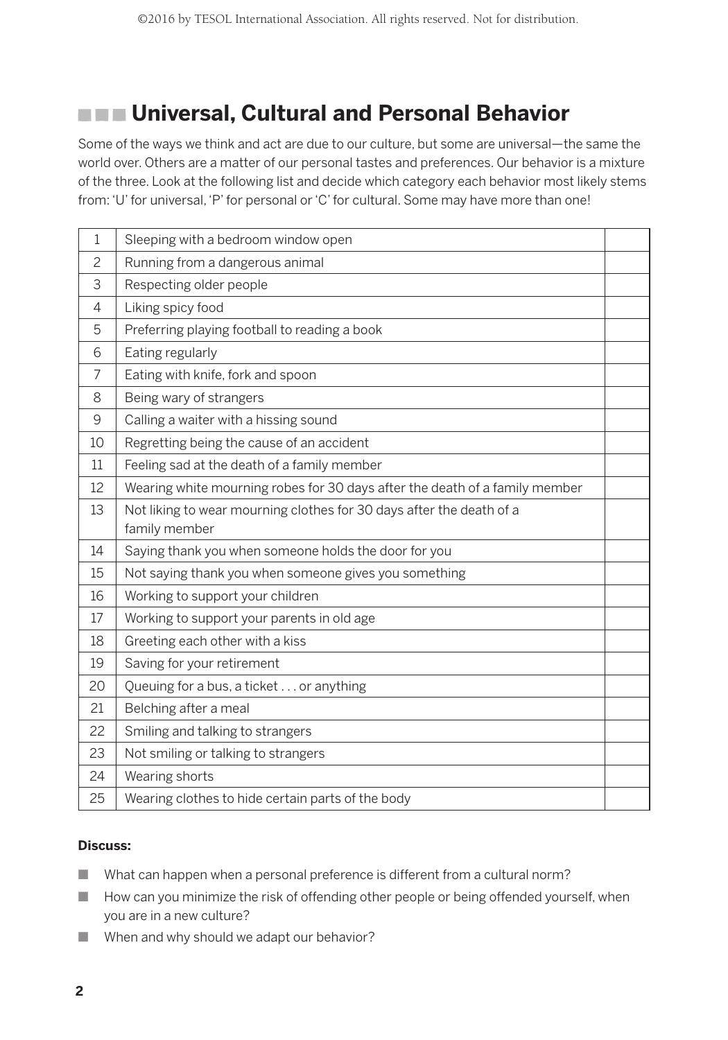## Universal, Cultural and Personal Behavior

Some of the ways we think and act are due to our culture, but some are universal—the same the world over. Others are a matter of our personal tastes and preferences. Our behavior is a mixture of the three. Look at the following list and decide which category each behavior most likely stems from: 'U' for universal, 'P' for personal or 'C' for cultural. Some may have more than one!

| | | |
|---|---|---|
| 1 | Sleeping with a bedroom window open | |
| 2 | Running from a dangerous animal | |
| 3 | Respecting older people | |
| 4 | Liking spicy food | |
| 5 | Preferring playing football to reading a book | |
| 6 | Eating regularly | |
| 7 | Eating with knife, fork and spoon | |
| 8 | Being wary of strangers | |
| 9 | Calling a waiter with a hissing sound | |
| 10 | Regretting being the cause of an accident | |
| 11 | Feeling sad at the death of a family member | |
| 12 | Wearing white mourning robes for 30 days after the death of a family member | |
| 13 | Not liking to wear mourning clothes for 30 days after the death of a family member | |
| 14 | Saying thank you when someone holds the door for you | |
| 15 | Not saying thank you when someone gives you something | |
| 16 | Working to support your children | |
| 17 | Working to support your parents in old age | |
| 18 | Greeting each other with a kiss | |
| 19 | Saving for your retirement | |
| 20 | Queuing for a bus, a ticket . . . or anything | |
| 21 | Belching after a meal | |
| 22 | Smiling and talking to strangers | |
| 23 | Not smiling or talking to strangers | |
| 24 | Wearing shorts | |
| 25 | Wearing clothes to hide certain parts of the body | |

**Discuss:**

- What can happen when a personal preference is different from a cultural norm?
- How can you minimize the risk of offending other people or being offended yourself, when you are in a new culture?
- When and why should we adapt our behavior?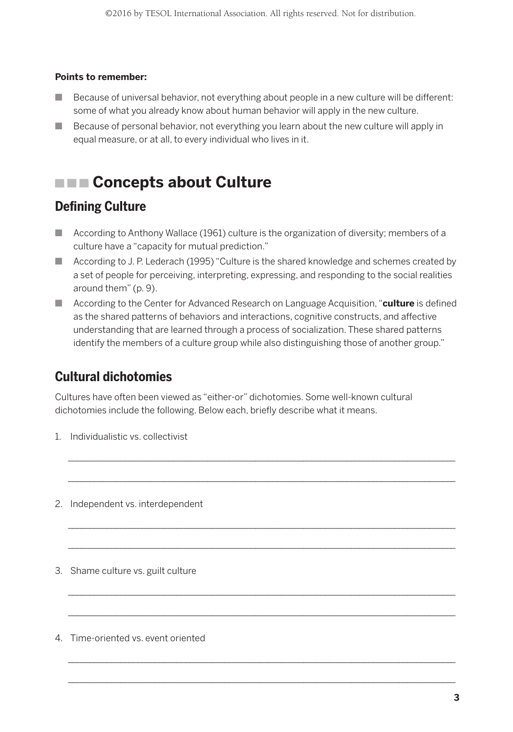**Points to remember:**

- Because of universal behavior, not everything about people in a new culture will be different: some of what you already know about human behavior will apply in the new culture.
- Because of personal behavior, not everything you learn about the new culture will apply in equal measure, or at all, to every individual who lives in it.

# Concepts about Culture

## Defining Culture

- According to Anthony Wallace (1961) culture is the organization of diversity; members of a culture have a "capacity for mutual prediction."
- According to J. P. Lederach (1995) "Culture is the shared knowledge and schemes created by a set of people for perceiving, interpreting, expressing, and responding to the social realities around them" (p. 9).
- According to the Center for Advanced Research on Language Acquisition, "**culture** is defined as the shared patterns of behaviors and interactions, cognitive constructs, and affective understanding that are learned through a process of socialization. These shared patterns identify the members of a culture group while also distinguishing those of another group."

## Cultural dichotomies

Cultures have often been viewed as "either-or" dichotomies. Some well-known cultural dichotomies include the following. Below each, briefly describe what it means.

1. Individualistic vs. collectivist

   ______________________________________________________________________________

   ______________________________________________________________________________

2. Independent vs. interdependent

   ______________________________________________________________________________

   ______________________________________________________________________________

3. Shame culture vs. guilt culture

   ______________________________________________________________________________

   ______________________________________________________________________________

4. Time-oriented vs. event oriented

   ______________________________________________________________________________

   ______________________________________________________________________________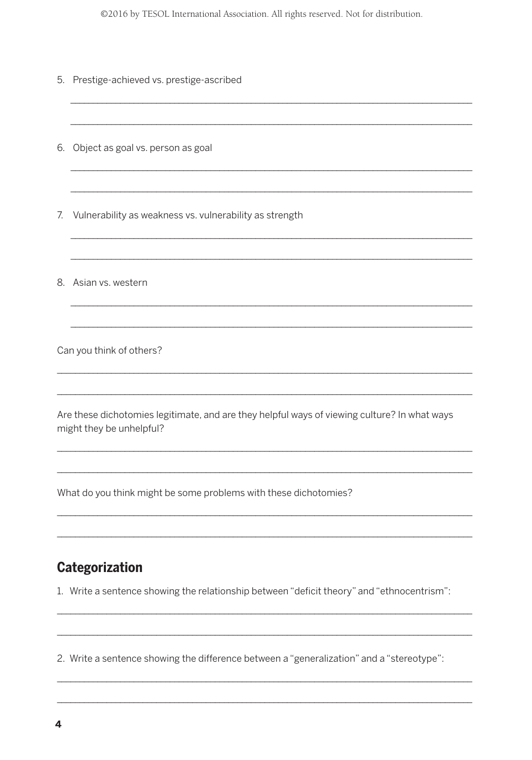5. Prestige-achieved vs. prestige-ascribed

______________________________________________________________________

______________________________________________________________________

6. Object as goal vs. person as goal

______________________________________________________________________

______________________________________________________________________

7. Vulnerability as weakness vs. vulnerability as strength

______________________________________________________________________

______________________________________________________________________

8. Asian vs. western

______________________________________________________________________

______________________________________________________________________

Can you think of others?

______________________________________________________________________

______________________________________________________________________

Are these dichotomies legitimate, and are they helpful ways of viewing culture? In what ways might they be unhelpful?

______________________________________________________________________

______________________________________________________________________

What do you think might be some problems with these dichotomies?

______________________________________________________________________

______________________________________________________________________

## Categorization

1. Write a sentence showing the relationship between "deficit theory" and "ethnocentrism":

______________________________________________________________________

______________________________________________________________________

2. Write a sentence showing the difference between a "generalization" and a "stereotype":

______________________________________________________________________

______________________________________________________________________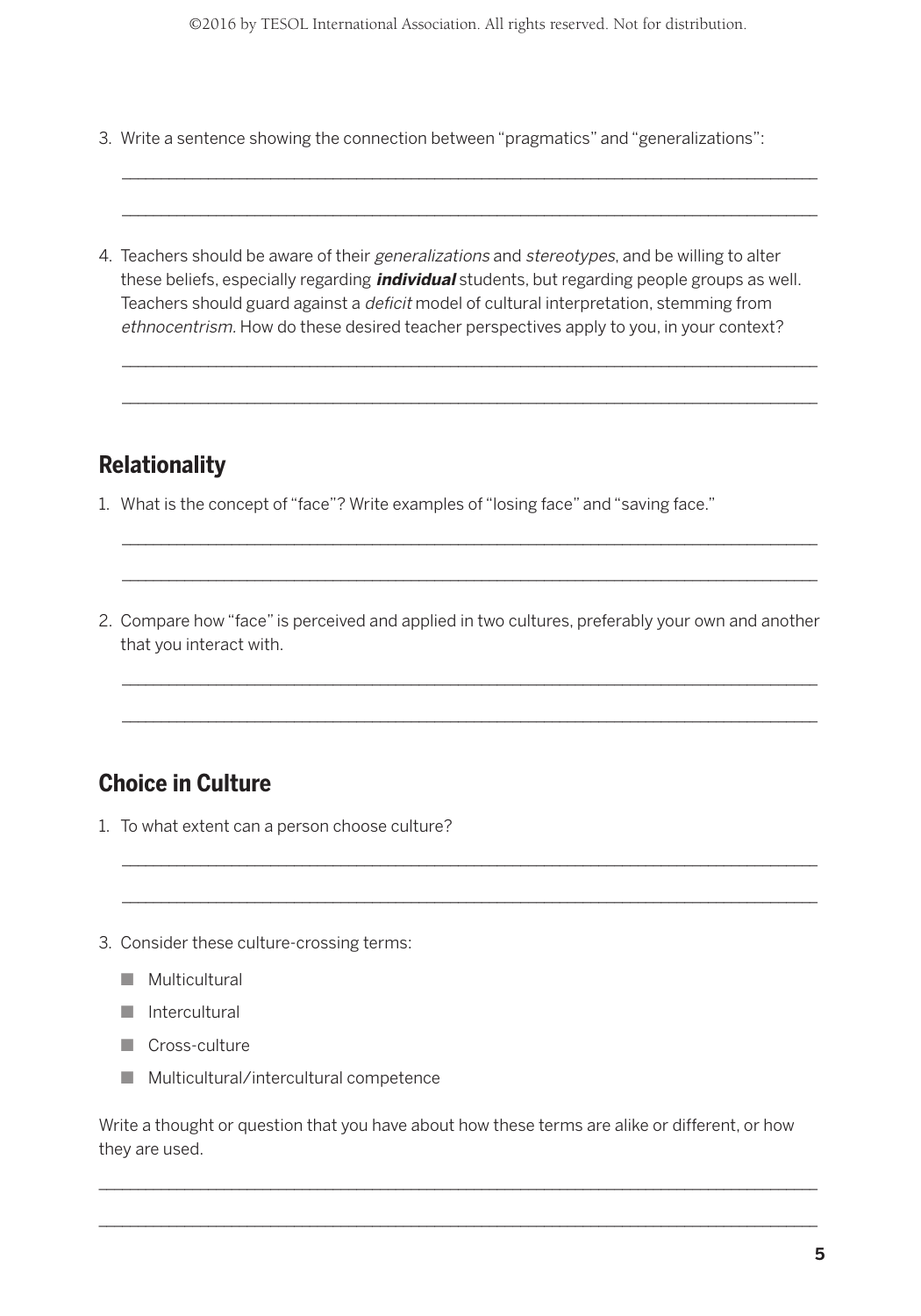3. Write a sentence showing the connection between "pragmatics" and "generalizations":

___________________________________________________________________________

___________________________________________________________________________

4. Teachers should be aware of their *generalizations* and *stereotypes*, and be willing to alter these beliefs, especially regarding ***individual*** students, but regarding people groups as well. Teachers should guard against a *deficit* model of cultural interpretation, stemming from *ethnocentrism*. How do these desired teacher perspectives apply to you, in your context?

___________________________________________________________________________

___________________________________________________________________________

## Relationality

1. What is the concept of "face"? Write examples of "losing face" and "saving face."

___________________________________________________________________________

___________________________________________________________________________

2. Compare how "face" is perceived and applied in two cultures, preferably your own and another that you interact with.

___________________________________________________________________________

___________________________________________________________________________

## Choice in Culture

1. To what extent can a person choose culture?

___________________________________________________________________________

___________________________________________________________________________

3. Consider these culture-crossing terms:

- Multicultural
- Intercultural
- Cross-culture
- Multicultural/intercultural competence

Write a thought or question that you have about how these terms are alike or different, or how they are used.

___________________________________________________________________________

___________________________________________________________________________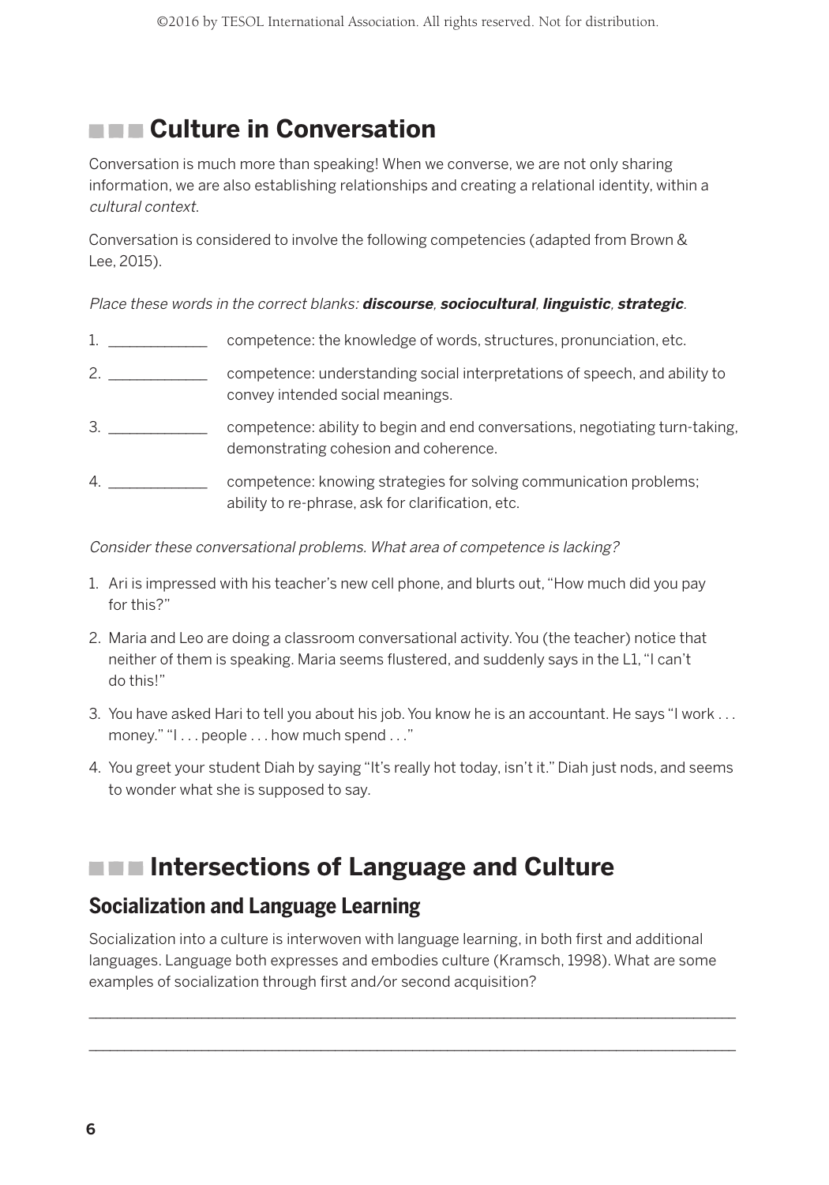## Culture in Conversation

Conversation is much more than speaking! When we converse, we are not only sharing information, we are also establishing relationships and creating a relational identity, within a *cultural context*.

Conversation is considered to involve the following competencies (adapted from Brown & Lee, 2015).

*Place these words in the correct blanks:* ***discourse***, ***sociocultural***, ***linguistic***, ***strategic***.

1. ____________ competence: the knowledge of words, structures, pronunciation, etc.
2. ____________ competence: understanding social interpretations of speech, and ability to convey intended social meanings.
3. ____________ competence: ability to begin and end conversations, negotiating turn-taking, demonstrating cohesion and coherence.
4. ____________ competence: knowing strategies for solving communication problems; ability to re-phrase, ask for clarification, etc.

*Consider these conversational problems. What area of competence is lacking?*

1. Ari is impressed with his teacher's new cell phone, and blurts out, "How much did you pay for this?"
2. Maria and Leo are doing a classroom conversational activity. You (the teacher) notice that neither of them is speaking. Maria seems flustered, and suddenly says in the L1, "I can't do this!"
3. You have asked Hari to tell you about his job. You know he is an accountant. He says "I work . . . money." "I . . . people . . . how much spend . . ."
4. You greet your student Diah by saying "It's really hot today, isn't it." Diah just nods, and seems to wonder what she is supposed to say.

## Intersections of Language and Culture

### Socialization and Language Learning

Socialization into a culture is interwoven with language learning, in both first and additional languages. Language both expresses and embodies culture (Kramsch, 1998). What are some examples of socialization through first and/or second acquisition?

________________________________________________________________________________

________________________________________________________________________________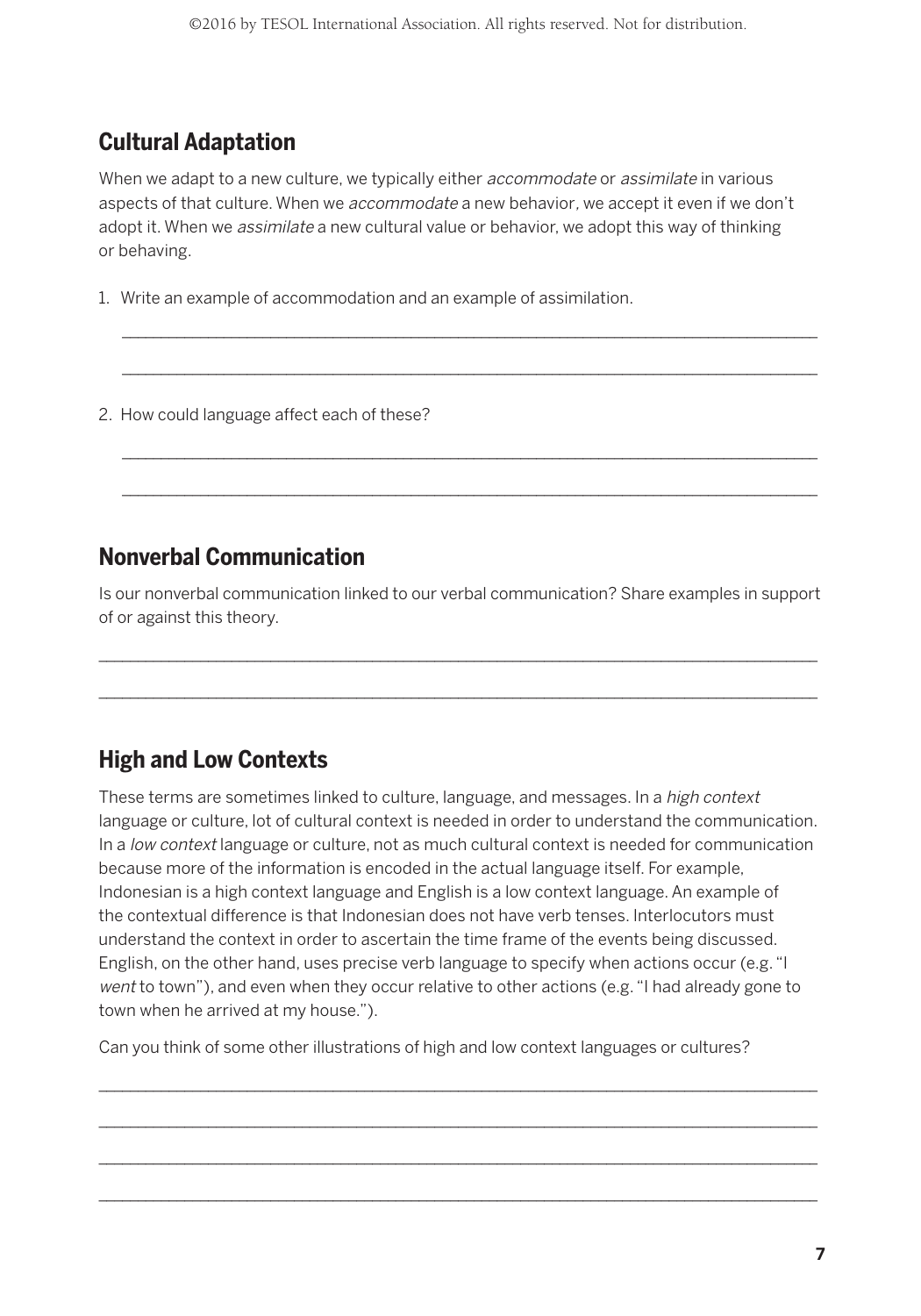## Cultural Adaptation

When we adapt to a new culture, we typically either *accommodate* or *assimilate* in various aspects of that culture. When we *accommodate* a new behavior, we accept it even if we don't adopt it. When we *assimilate* a new cultural value or behavior, we adopt this way of thinking or behaving.

1. Write an example of accommodation and an example of assimilation.

 ______________________________________________________________________________

 ______________________________________________________________________________

2. How could language affect each of these?

 ______________________________________________________________________________

 ______________________________________________________________________________

## Nonverbal Communication

Is our nonverbal communication linked to our verbal communication? Share examples in support of or against this theory.

______________________________________________________________________________

______________________________________________________________________________

## High and Low Contexts

These terms are sometimes linked to culture, language, and messages. In a *high context* language or culture, lot of cultural context is needed in order to understand the communication. In a *low context* language or culture, not as much cultural context is needed for communication because more of the information is encoded in the actual language itself. For example, Indonesian is a high context language and English is a low context language. An example of the contextual difference is that Indonesian does not have verb tenses. Interlocutors must understand the context in order to ascertain the time frame of the events being discussed. English, on the other hand, uses precise verb language to specify when actions occur (e.g. "I *went* to town"), and even when they occur relative to other actions (e.g. "I had already gone to town when he arrived at my house.").

Can you think of some other illustrations of high and low context languages or cultures?

______________________________________________________________________________

______________________________________________________________________________

______________________________________________________________________________

______________________________________________________________________________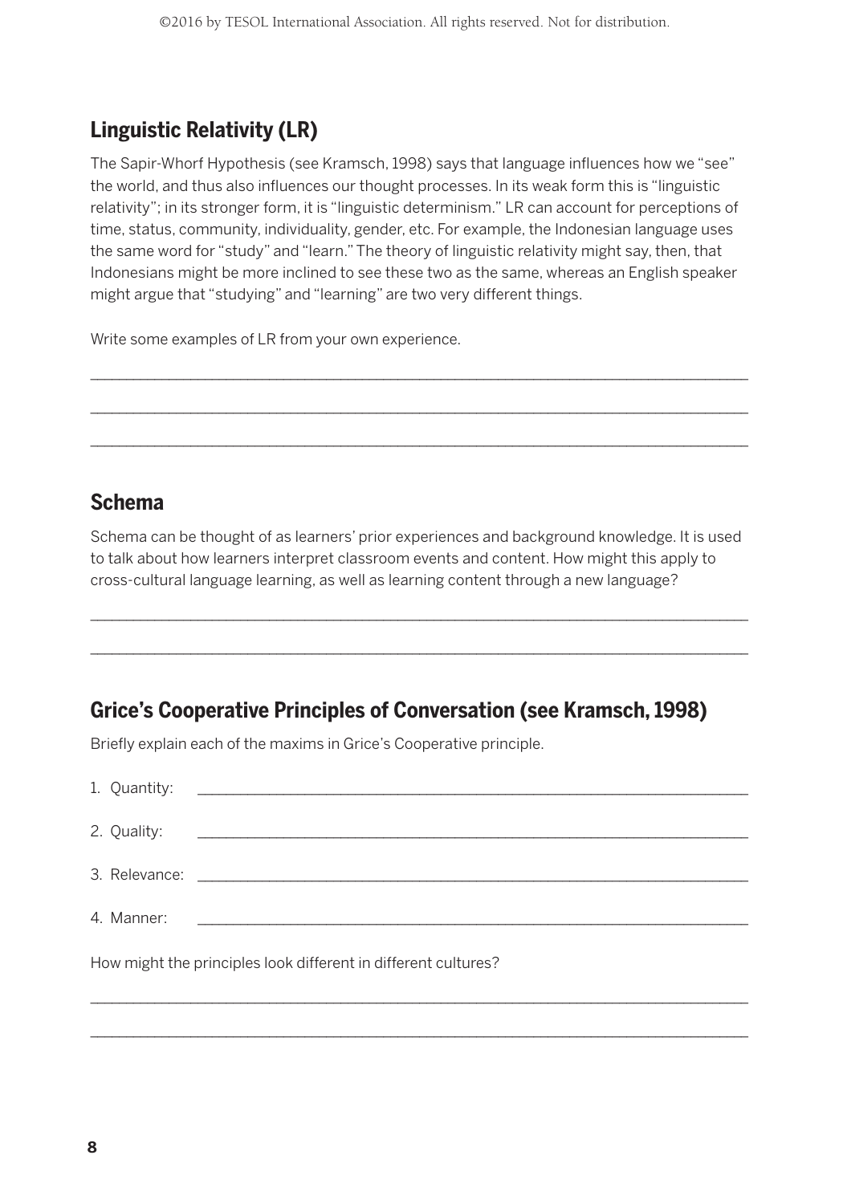## Linguistic Relativity (LR)

The Sapir-Whorf Hypothesis (see Kramsch, 1998) says that language influences how we "see" the world, and thus also influences our thought processes. In its weak form this is "linguistic relativity"; in its stronger form, it is "linguistic determinism." LR can account for perceptions of time, status, community, individuality, gender, etc. For example, the Indonesian language uses the same word for "study" and "learn." The theory of linguistic relativity might say, then, that Indonesians might be more inclined to see these two as the same, whereas an English speaker might argue that "studying" and "learning" are two very different things.

Write some examples of LR from your own experience.

______________________________________________________________________________

______________________________________________________________________________

______________________________________________________________________________

## Schema

Schema can be thought of as learners' prior experiences and background knowledge. It is used to talk about how learners interpret classroom events and content. How might this apply to cross-cultural language learning, as well as learning content through a new language?

______________________________________________________________________________

______________________________________________________________________________

## Grice's Cooperative Principles of Conversation (see Kramsch, 1998)

Briefly explain each of the maxims in Grice's Cooperative principle.

1. Quantity: ______________________________________________________________

2. Quality: _______________________________________________________________

3. Relevance: _____________________________________________________________

4. Manner: _______________________________________________________________

How might the principles look different in different cultures?

______________________________________________________________________________

______________________________________________________________________________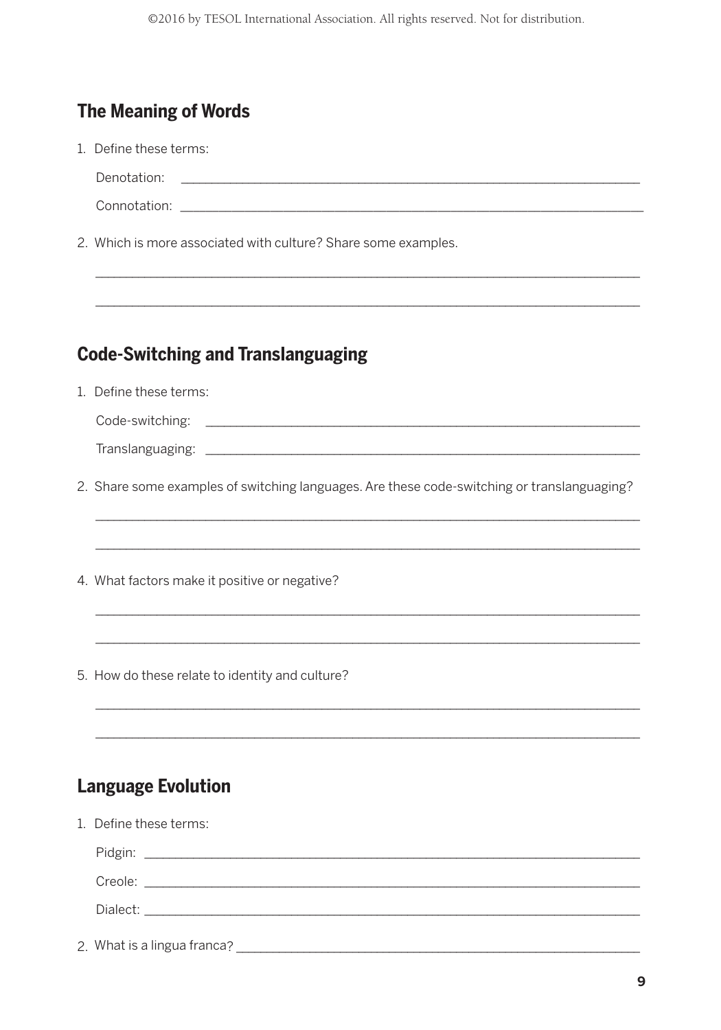## The Meaning of Words

1. Define these terms:

   Denotation: ____________________________________________

   Connotation: ____________________________________________

2. Which is more associated with culture? Share some examples.

   ____________________________________________

   ____________________________________________

## Code-Switching and Translanguaging

1. Define these terms:

   Code-switching: ____________________________________________

   Translanguaging: ____________________________________________

2. Share some examples of switching languages. Are these code-switching or translanguaging?

   ____________________________________________

   ____________________________________________

4. What factors make it positive or negative?

   ____________________________________________

   ____________________________________________

5. How do these relate to identity and culture?

   ____________________________________________

   ____________________________________________

## Language Evolution

1. Define these terms:

   Pidgin: ____________________________________________

   Creole: ____________________________________________

   Dialect: ____________________________________________

2. What is a lingua franca? ____________________________________________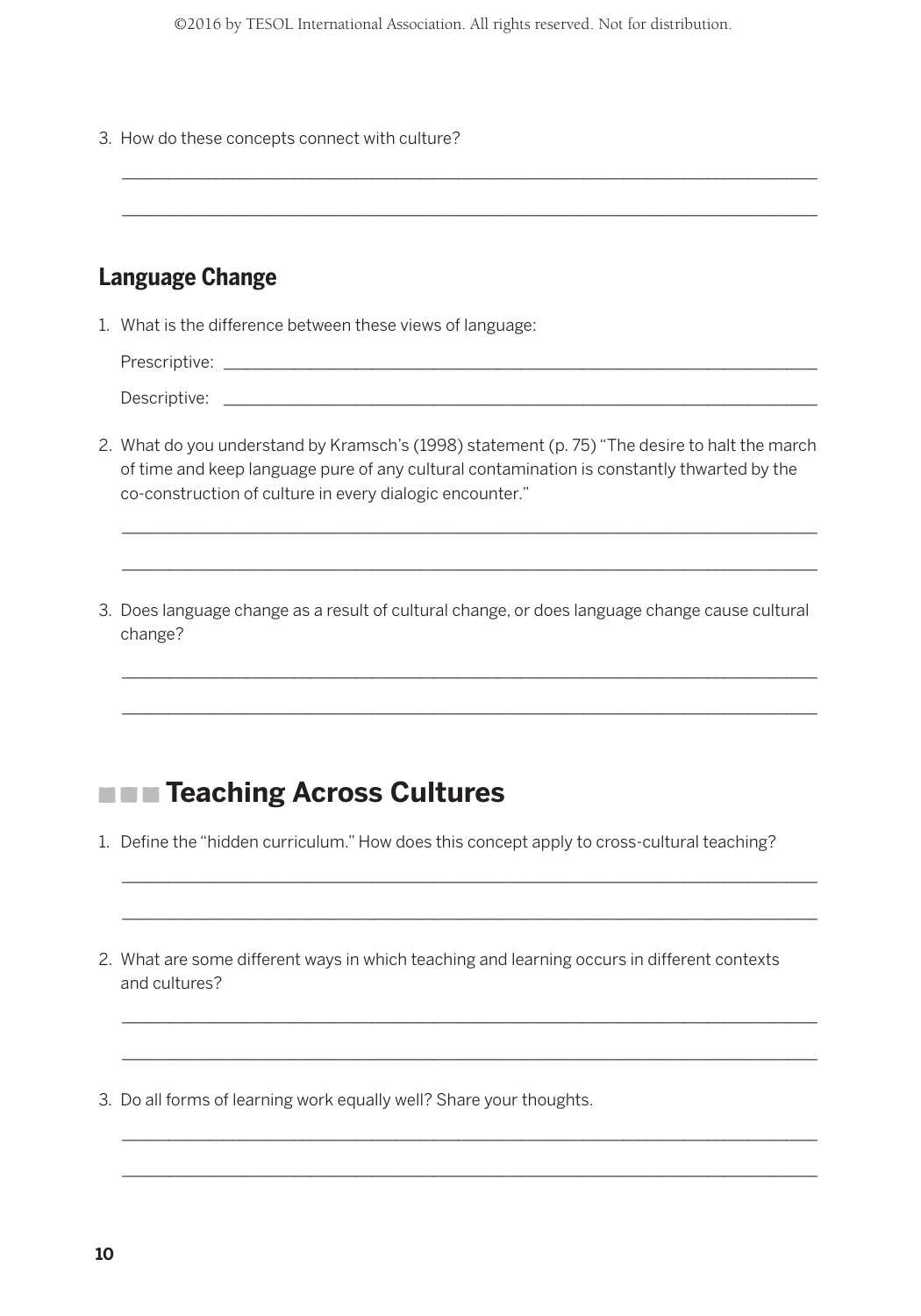3. How do these concepts connect with culture?

___

___

### Language Change

1. What is the difference between these views of language:

   Prescriptive: ___

   Descriptive: ___

2. What do you understand by Kramsch's (1998) statement (p. 75) "The desire to halt the march of time and keep language pure of any cultural contamination is constantly thwarted by the co-construction of culture in every dialogic encounter."

   ___

   ___

3. Does language change as a result of cultural change, or does language change cause cultural change?

   ___

   ___

## Teaching Across Cultures

1. Define the "hidden curriculum." How does this concept apply to cross-cultural teaching?

   ___

   ___

2. What are some different ways in which teaching and learning occurs in different contexts and cultures?

   ___

   ___

3. Do all forms of learning work equally well? Share your thoughts.

   ___

   ___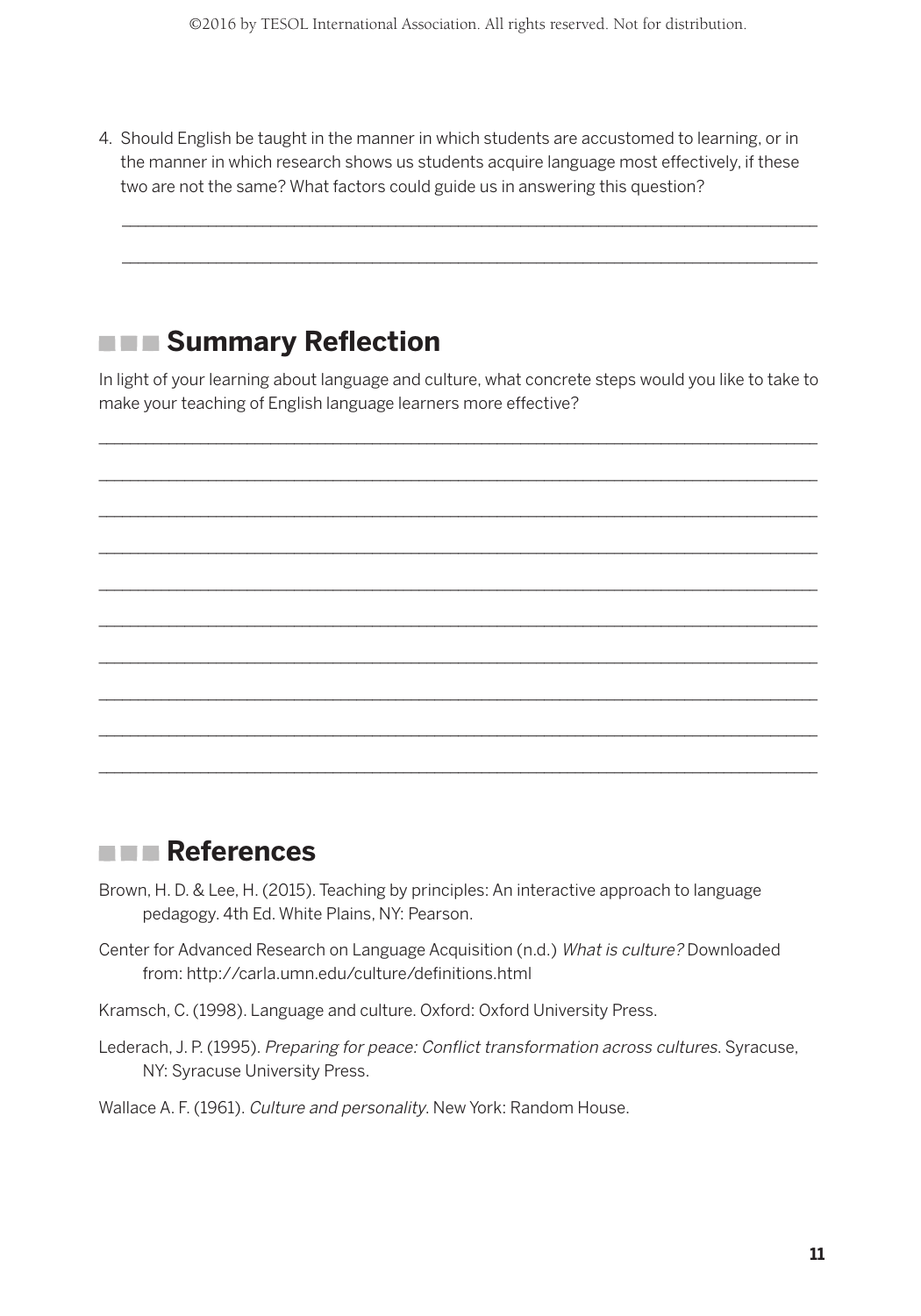4. Should English be taught in the manner in which students are accustomed to learning, or in the manner in which research shows us students acquire language most effectively, if these two are not the same? What factors could guide us in answering this question?

   ______________________________________________________________________________

   ______________________________________________________________________________

## Summary Reflection

In light of your learning about language and culture, what concrete steps would you like to take to make your teaching of English language learners more effective?

______________________________________________________________________________

______________________________________________________________________________

______________________________________________________________________________

______________________________________________________________________________

______________________________________________________________________________

______________________________________________________________________________

______________________________________________________________________________

______________________________________________________________________________

______________________________________________________________________________

______________________________________________________________________________

## References

Brown, H. D. & Lee, H. (2015). Teaching by principles: An interactive approach to language pedagogy. 4th Ed. White Plains, NY: Pearson.

Center for Advanced Research on Language Acquisition (n.d.) *What is culture?* Downloaded from: http://carla.umn.edu/culture/definitions.html

Kramsch, C. (1998). Language and culture. Oxford: Oxford University Press.

Lederach, J. P. (1995). *Preparing for peace: Conflict transformation across cultures.* Syracuse, NY: Syracuse University Press.

Wallace A. F. (1961). *Culture and personality.* New York: Random House.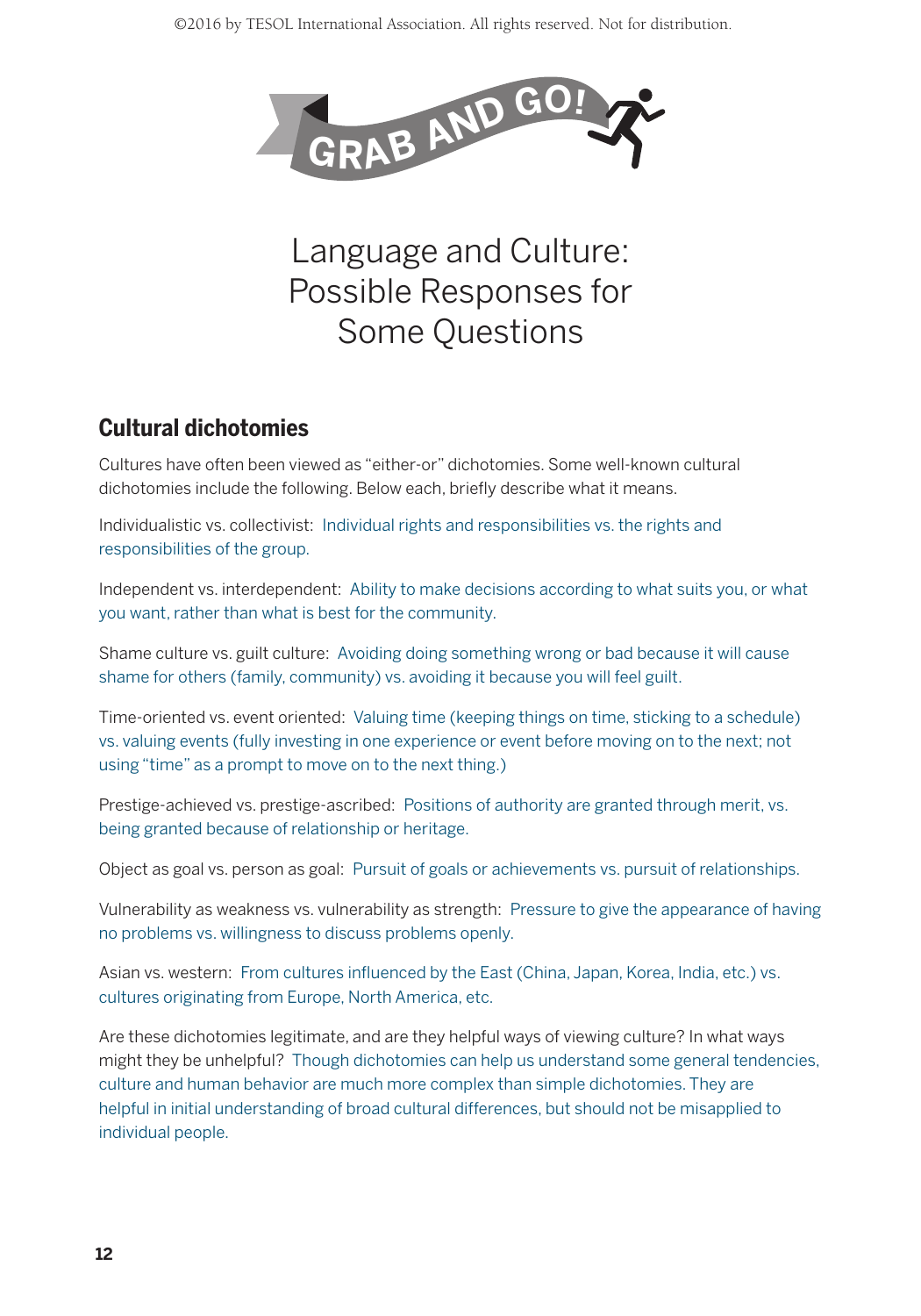GRAB AND GO!

# Language and Culture: Possible Responses for Some Questions

## Cultural dichotomies

Cultures have often been viewed as "either-or" dichotomies. Some well-known cultural dichotomies include the following. Below each, briefly describe what it means.

Individualistic vs. collectivist: Individual rights and responsibilities vs. the rights and responsibilities of the group.

Independent vs. interdependent: Ability to make decisions according to what suits you, or what you want, rather than what is best for the community.

Shame culture vs. guilt culture: Avoiding doing something wrong or bad because it will cause shame for others (family, community) vs. avoiding it because you will feel guilt.

Time-oriented vs. event oriented: Valuing time (keeping things on time, sticking to a schedule) vs. valuing events (fully investing in one experience or event before moving on to the next; not using "time" as a prompt to move on to the next thing.)

Prestige-achieved vs. prestige-ascribed: Positions of authority are granted through merit, vs. being granted because of relationship or heritage.

Object as goal vs. person as goal: Pursuit of goals or achievements vs. pursuit of relationships.

Vulnerability as weakness vs. vulnerability as strength: Pressure to give the appearance of having no problems vs. willingness to discuss problems openly.

Asian vs. western: From cultures influenced by the East (China, Japan, Korea, India, etc.) vs. cultures originating from Europe, North America, etc.

Are these dichotomies legitimate, and are they helpful ways of viewing culture? In what ways might they be unhelpful? Though dichotomies can help us understand some general tendencies, culture and human behavior are much more complex than simple dichotomies. They are helpful in initial understanding of broad cultural differences, but should not be misapplied to individual people.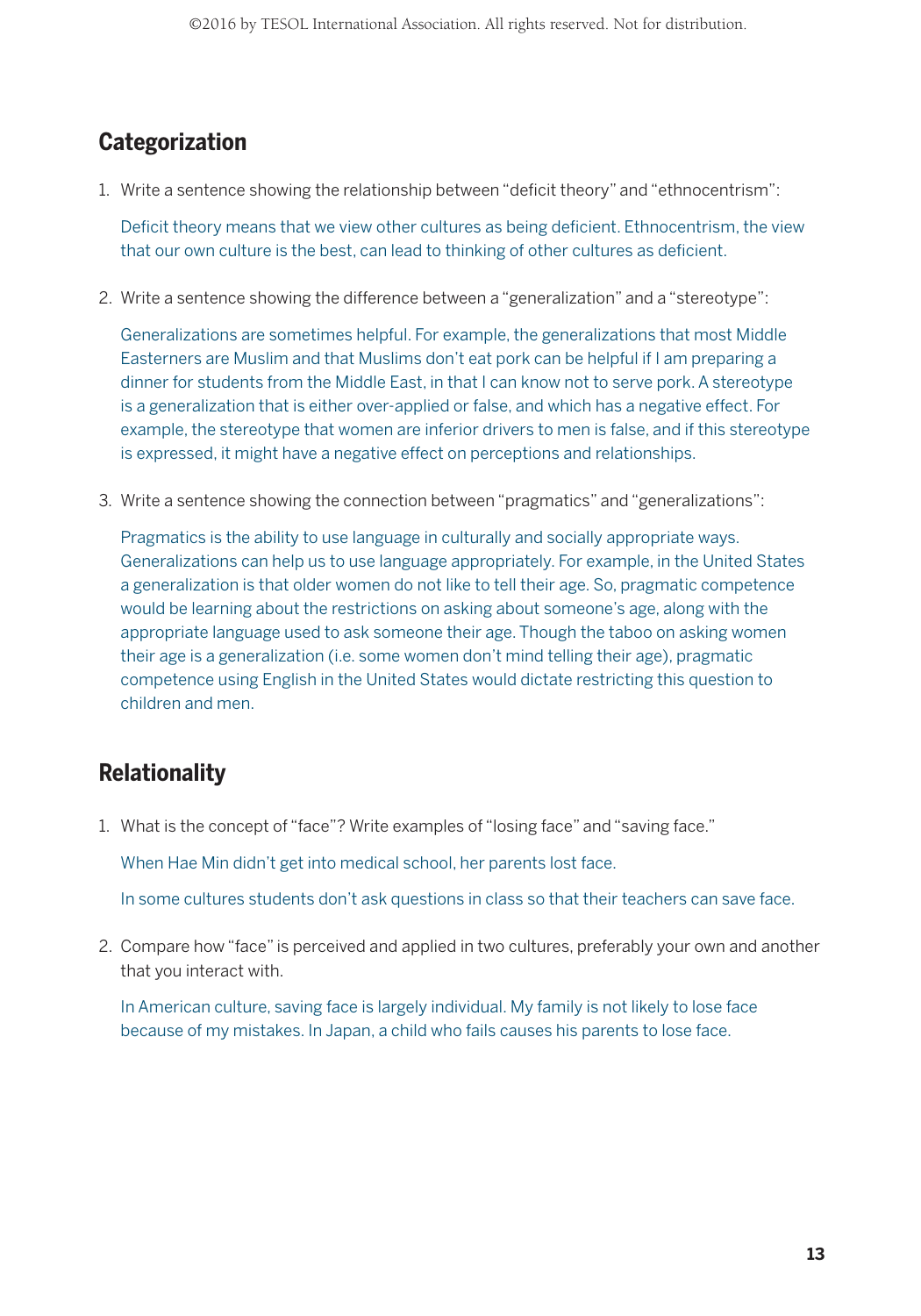## Categorization

1. Write a sentence showing the relationship between "deficit theory" and "ethnocentrism":

   Deficit theory means that we view other cultures as being deficient. Ethnocentrism, the view that our own culture is the best, can lead to thinking of other cultures as deficient.

2. Write a sentence showing the difference between a "generalization" and a "stereotype":

   Generalizations are sometimes helpful. For example, the generalizations that most Middle Easterners are Muslim and that Muslims don't eat pork can be helpful if I am preparing a dinner for students from the Middle East, in that I can know not to serve pork. A stereotype is a generalization that is either over-applied or false, and which has a negative effect. For example, the stereotype that women are inferior drivers to men is false, and if this stereotype is expressed, it might have a negative effect on perceptions and relationships.

3. Write a sentence showing the connection between "pragmatics" and "generalizations":

   Pragmatics is the ability to use language in culturally and socially appropriate ways. Generalizations can help us to use language appropriately. For example, in the United States a generalization is that older women do not like to tell their age. So, pragmatic competence would be learning about the restrictions on asking about someone's age, along with the appropriate language used to ask someone their age. Though the taboo on asking women their age is a generalization (i.e. some women don't mind telling their age), pragmatic competence using English in the United States would dictate restricting this question to children and men.

## Relationality

1. What is the concept of "face"? Write examples of "losing face" and "saving face."

   When Hae Min didn't get into medical school, her parents lost face.

   In some cultures students don't ask questions in class so that their teachers can save face.

2. Compare how "face" is perceived and applied in two cultures, preferably your own and another that you interact with.

   In American culture, saving face is largely individual. My family is not likely to lose face because of my mistakes. In Japan, a child who fails causes his parents to lose face.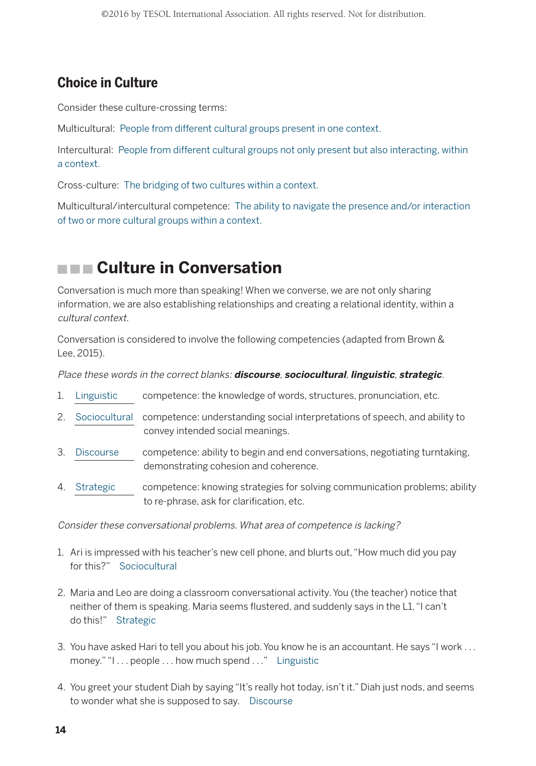## Choice in Culture

Consider these culture-crossing terms:

Multicultural: People from different cultural groups present in one context.

Intercultural: People from different cultural groups not only present but also interacting, within a context.

Cross-culture: The bridging of two cultures within a context.

Multicultural/intercultural competence: The ability to navigate the presence and/or interaction of two or more cultural groups within a context.

## Culture in Conversation

Conversation is much more than speaking! When we converse, we are not only sharing information, we are also establishing relationships and creating a relational identity, within a *cultural context*.

Conversation is considered to involve the following competencies (adapted from Brown & Lee, 2015).

*Place these words in the correct blanks:* ***discourse***, ***sociocultural***, ***linguistic***, ***strategic***.

1. Linguistic competence: the knowledge of words, structures, pronunciation, etc.
2. Sociocultural competence: understanding social interpretations of speech, and ability to convey intended social meanings.
3. Discourse competence: ability to begin and end conversations, negotiating turntaking, demonstrating cohesion and coherence.
4. Strategic competence: knowing strategies for solving communication problems; ability to re-phrase, ask for clarification, etc.

*Consider these conversational problems. What area of competence is lacking?*

1. Ari is impressed with his teacher's new cell phone, and blurts out, "How much did you pay for this?" Sociocultural

2. Maria and Leo are doing a classroom conversational activity. You (the teacher) notice that neither of them is speaking. Maria seems flustered, and suddenly says in the L1, "I can't do this!" Strategic

3. You have asked Hari to tell you about his job. You know he is an accountant. He says "I work . . . money." "I . . . people . . . how much spend . . ." Linguistic

4. You greet your student Diah by saying "It's really hot today, isn't it." Diah just nods, and seems to wonder what she is supposed to say. Discourse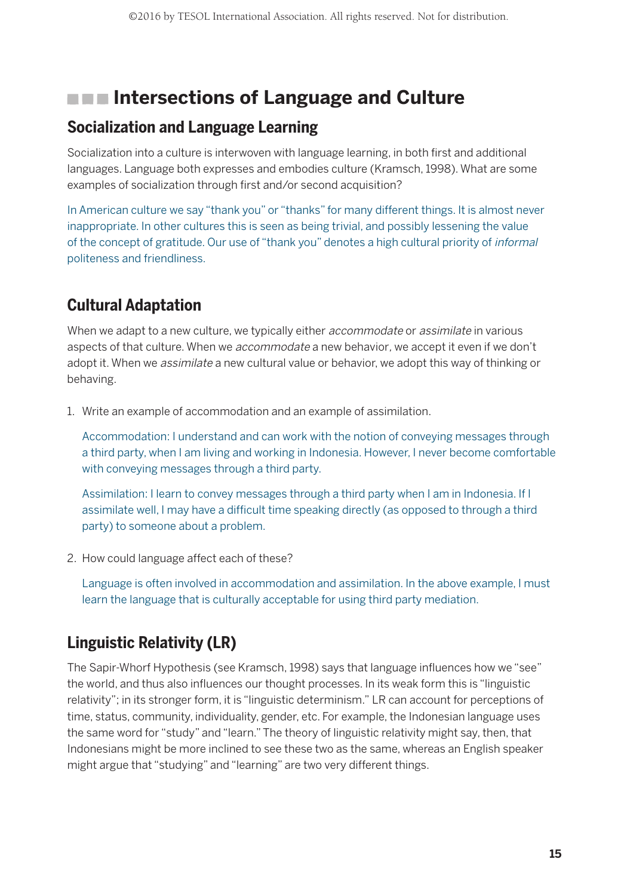# Intersections of Language and Culture

## Socialization and Language Learning

Socialization into a culture is interwoven with language learning, in both first and additional languages. Language both expresses and embodies culture (Kramsch, 1998). What are some examples of socialization through first and/or second acquisition?

In American culture we say "thank you" or "thanks" for many different things. It is almost never inappropriate. In other cultures this is seen as being trivial, and possibly lessening the value of the concept of gratitude. Our use of "thank you" denotes a high cultural priority of *informal* politeness and friendliness.

## Cultural Adaptation

When we adapt to a new culture, we typically either *accommodate* or *assimilate* in various aspects of that culture. When we *accommodate* a new behavior, we accept it even if we don't adopt it. When we *assimilate* a new cultural value or behavior, we adopt this way of thinking or behaving.

1. Write an example of accommodation and an example of assimilation.

   Accommodation: I understand and can work with the notion of conveying messages through a third party, when I am living and working in Indonesia. However, I never become comfortable with conveying messages through a third party.

   Assimilation: I learn to convey messages through a third party when I am in Indonesia. If I assimilate well, I may have a difficult time speaking directly (as opposed to through a third party) to someone about a problem.

2. How could language affect each of these?

   Language is often involved in accommodation and assimilation. In the above example, I must learn the language that is culturally acceptable for using third party mediation.

## Linguistic Relativity (LR)

The Sapir-Whorf Hypothesis (see Kramsch, 1998) says that language influences how we "see" the world, and thus also influences our thought processes. In its weak form this is "linguistic relativity"; in its stronger form, it is "linguistic determinism." LR can account for perceptions of time, status, community, individuality, gender, etc. For example, the Indonesian language uses the same word for "study" and "learn." The theory of linguistic relativity might say, then, that Indonesians might be more inclined to see these two as the same, whereas an English speaker might argue that "studying" and "learning" are two very different things.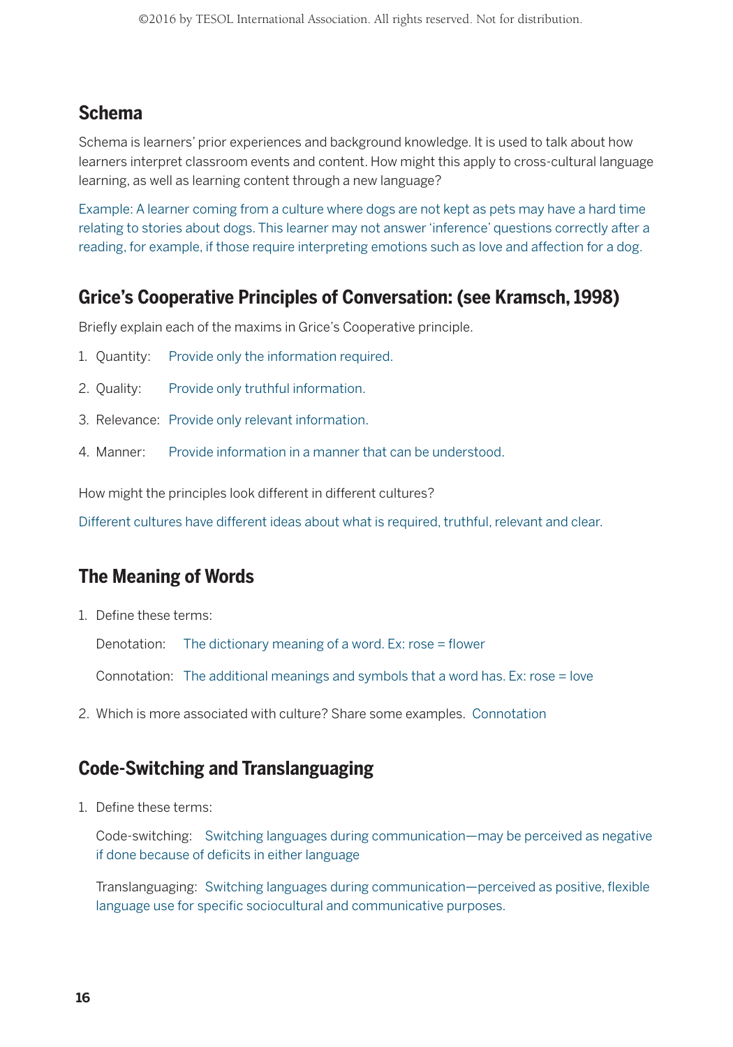## Schema

Schema is learners' prior experiences and background knowledge. It is used to talk about how learners interpret classroom events and content. How might this apply to cross-cultural language learning, as well as learning content through a new language?

Example: A learner coming from a culture where dogs are not kept as pets may have a hard time relating to stories about dogs. This learner may not answer 'inference' questions correctly after a reading, for example, if those require interpreting emotions such as love and affection for a dog.

## Grice's Cooperative Principles of Conversation: (see Kramsch, 1998)

Briefly explain each of the maxims in Grice's Cooperative principle.

1. Quantity: Provide only the information required.
2. Quality: Provide only truthful information.
3. Relevance: Provide only relevant information.
4. Manner: Provide information in a manner that can be understood.

How might the principles look different in different cultures?

Different cultures have different ideas about what is required, truthful, relevant and clear.

## The Meaning of Words

1. Define these terms:

   Denotation: The dictionary meaning of a word. Ex: rose = flower

   Connotation: The additional meanings and symbols that a word has. Ex: rose = love

2. Which is more associated with culture? Share some examples. Connotation

## Code-Switching and Translanguaging

1. Define these terms:

   Code-switching: Switching languages during communication—may be perceived as negative if done because of deficits in either language

   Translanguaging: Switching languages during communication—perceived as positive, flexible language use for specific sociocultural and communicative purposes.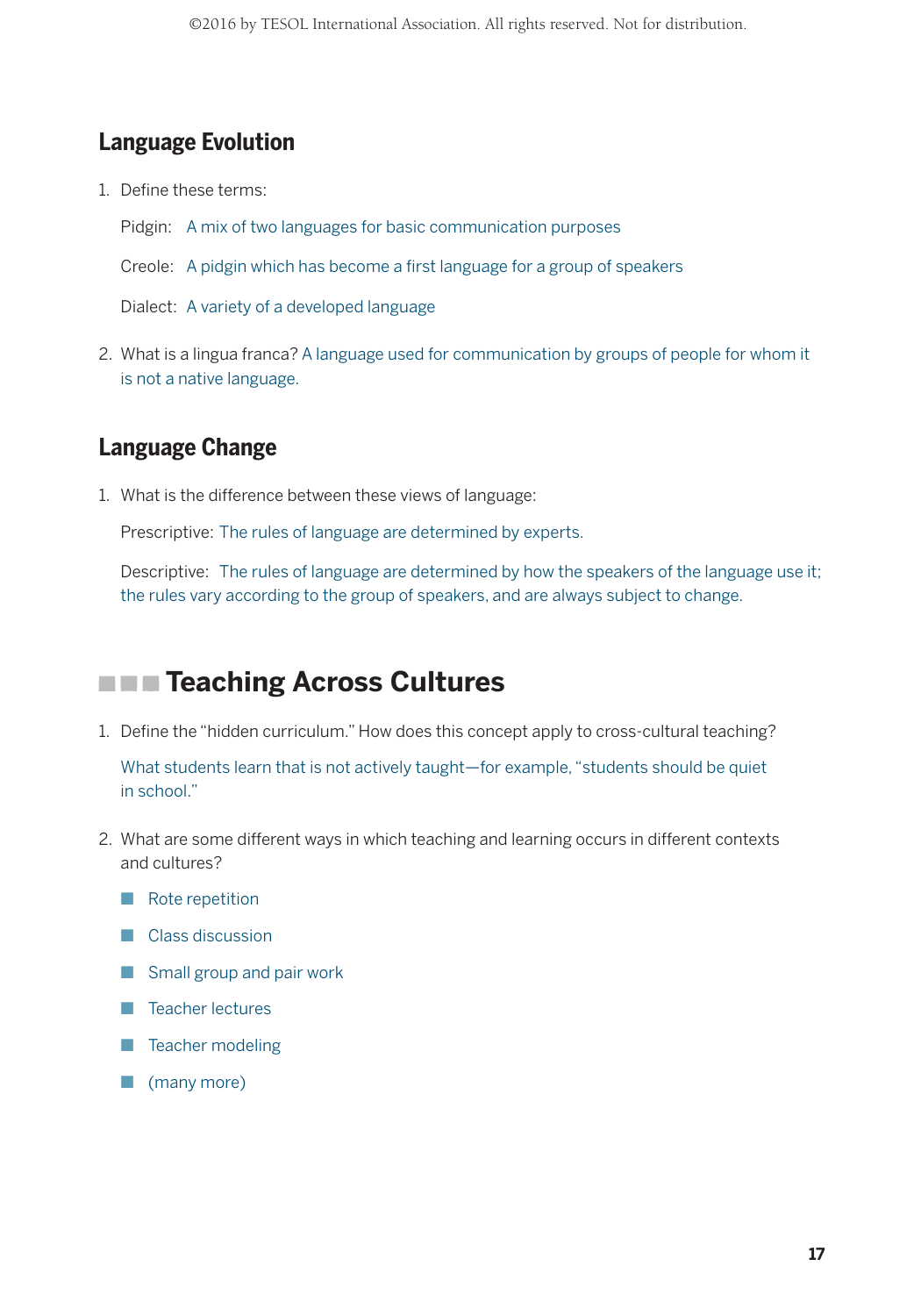## Language Evolution

1. Define these terms:

   Pidgin: A mix of two languages for basic communication purposes

   Creole: A pidgin which has become a first language for a group of speakers

   Dialect: A variety of a developed language

2. What is a lingua franca? A language used for communication by groups of people for whom it is not a native language.

## Language Change

1. What is the difference between these views of language:

   Prescriptive: The rules of language are determined by experts.

   Descriptive: The rules of language are determined by how the speakers of the language use it; the rules vary according to the group of speakers, and are always subject to change.

# Teaching Across Cultures

1. Define the "hidden curriculum." How does this concept apply to cross-cultural teaching?

   What students learn that is not actively taught—for example, "students should be quiet in school."

2. What are some different ways in which teaching and learning occurs in different contexts and cultures?

   - Rote repetition
   - Class discussion
   - Small group and pair work
   - Teacher lectures
   - Teacher modeling
   - (many more)